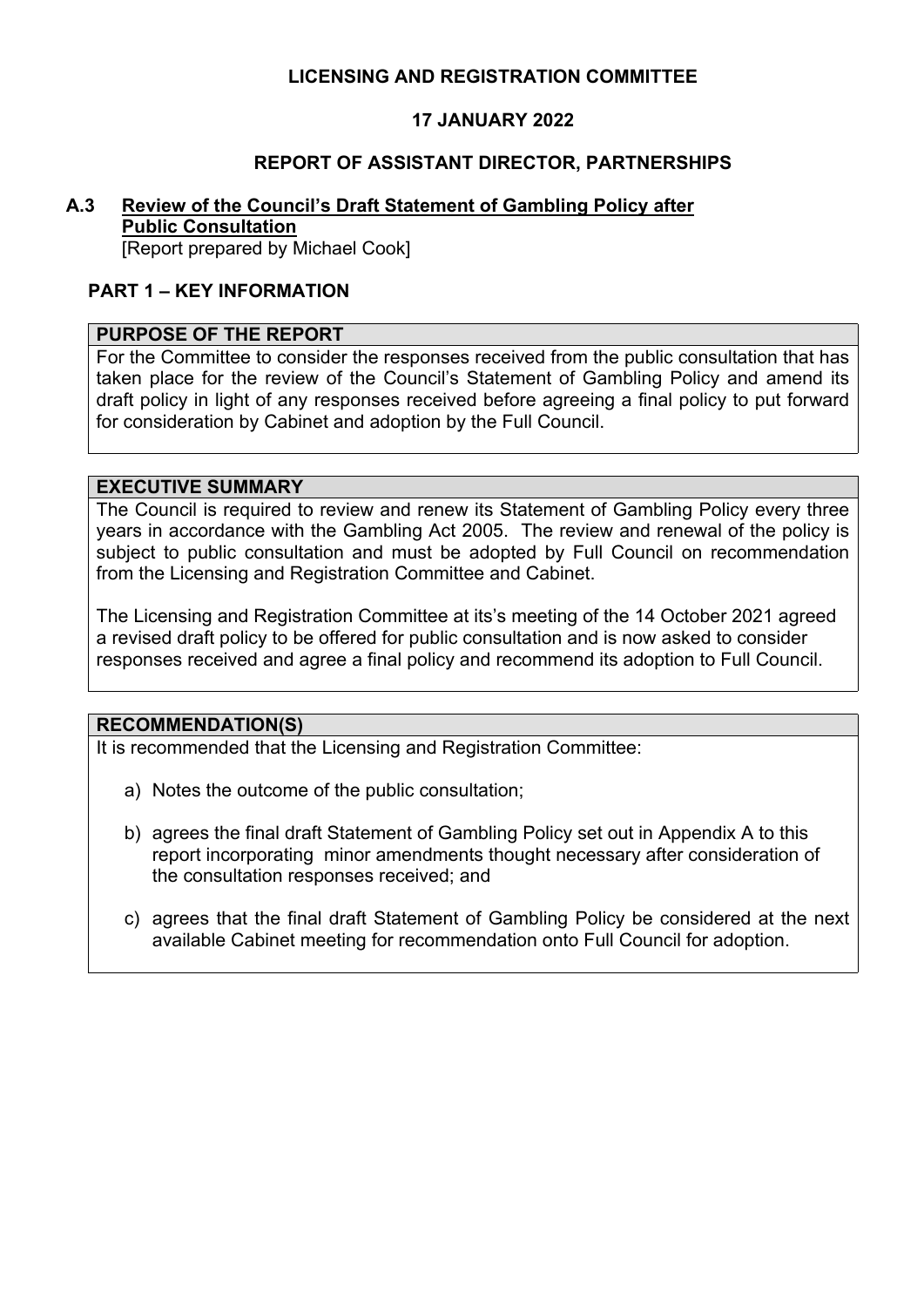**LICENSING AND REGISTRATION COMMITTEE**

**17 JANUARY 2022**

**REPORT OF ASSISTANT DIRECTOR, PARTNERSHIPS**

## A.3 Review of the Council's Draft Statement of Gambling Policy after Public Consultation

[Report prepared by Michael Cook]

## PART 1 – KEY INFORMATION

### PURPOSE OF THE REPORT

For the Committee to consider the responses received from the public consultation that has taken place for the review of the Council's Statement of Gambling Policy and amend its draft policy in light of any responses received before agreeing a final policy to put forward for consideration by Cabinet and adoption by the Full Council.

### EXECUTIVE SUMMARY

The Council is required to review and renew its Statement of Gambling Policy every three years in accordance with the Gambling Act 2005. The review and renewal of the policy is subject to public consultation and must be adopted by Full Council on recommendation from the Licensing and Registration Committee and Cabinet.

The Licensing and Registration Committee at its's meeting of the 14 October 2021 agreed a revised draft policy to be offered for public consultation and is now asked to consider responses received and agree a final policy and recommend its adoption to Full Council.

### RECOMMENDATION(S)

It is recommended that the Licensing and Registration Committee:

a) Notes the outcome of the public consultation;

b) agrees the final draft Statement of Gambling Policy set out in Appendix A to this report incorporating minor amendments thought necessary after consideration of the consultation responses received; and

c) agrees that the final draft Statement of Gambling Policy be considered at the next available Cabinet meeting for recommendation onto Full Council for adoption.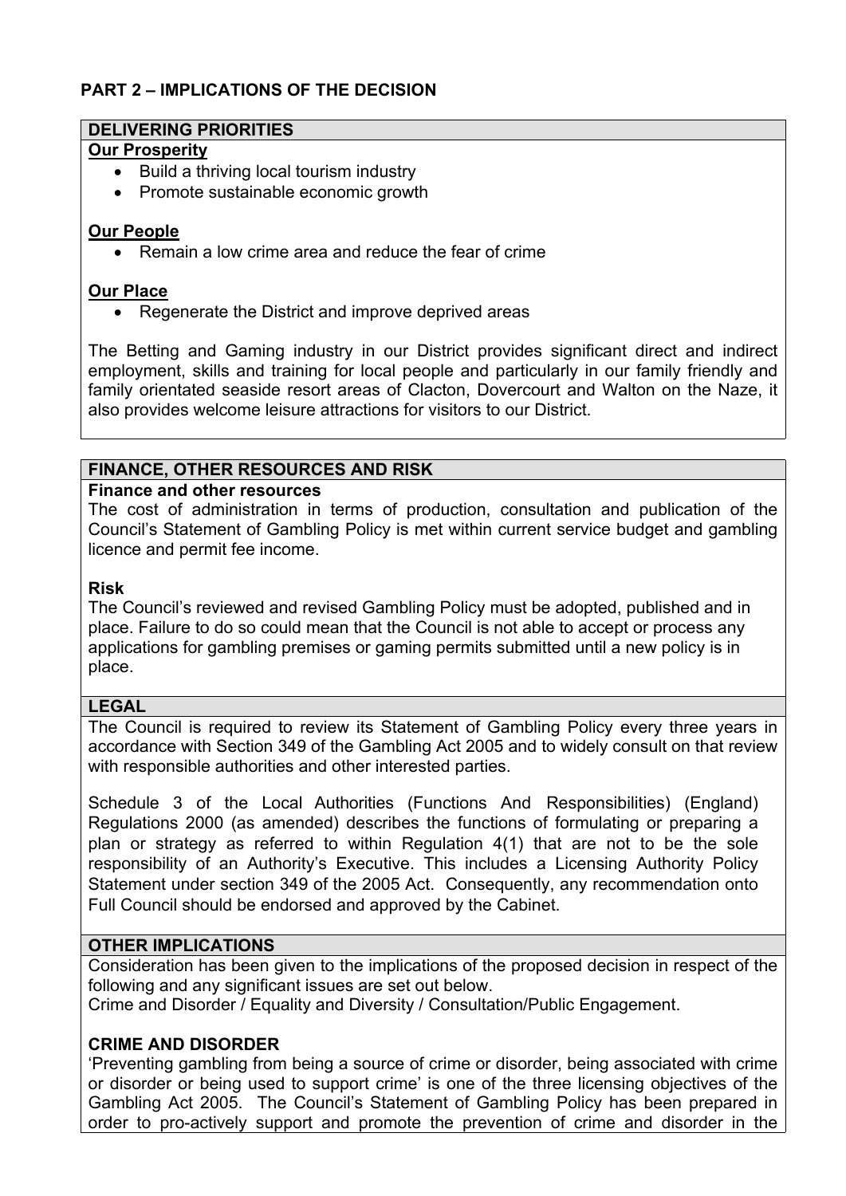## PART 2 – IMPLICATIONS OF THE DECISION

### DELIVERING PRIORITIES

**Our Prosperity**

- Build a thriving local tourism industry
- Promote sustainable economic growth

**Our People**

- Remain a low crime area and reduce the fear of crime

**Our Place**

- Regenerate the District and improve deprived areas

The Betting and Gaming industry in our District provides significant direct and indirect employment, skills and training for local people and particularly in our family friendly and family orientated seaside resort areas of Clacton, Dovercourt and Walton on the Naze, it also provides welcome leisure attractions for visitors to our District.

### FINANCE, OTHER RESOURCES AND RISK

**Finance and other resources**

The cost of administration in terms of production, consultation and publication of the Council's Statement of Gambling Policy is met within current service budget and gambling licence and permit fee income.

**Risk**

The Council's reviewed and revised Gambling Policy must be adopted, published and in place. Failure to do so could mean that the Council is not able to accept or process any applications for gambling premises or gaming permits submitted until a new policy is in place.

### LEGAL

The Council is required to review its Statement of Gambling Policy every three years in accordance with Section 349 of the Gambling Act 2005 and to widely consult on that review with responsible authorities and other interested parties.

Schedule 3 of the Local Authorities (Functions And Responsibilities) (England) Regulations 2000 (as amended) describes the functions of formulating or preparing a plan or strategy as referred to within Regulation 4(1) that are not to be the sole responsibility of an Authority's Executive. This includes a Licensing Authority Policy Statement under section 349 of the 2005 Act. Consequently, any recommendation onto Full Council should be endorsed and approved by the Cabinet.

### OTHER IMPLICATIONS

Consideration has been given to the implications of the proposed decision in respect of the following and any significant issues are set out below.
Crime and Disorder / Equality and Diversity / Consultation/Public Engagement.

**CRIME AND DISORDER**

'Preventing gambling from being a source of crime or disorder, being associated with crime or disorder or being used to support crime' is one of the three licensing objectives of the Gambling Act 2005. The Council's Statement of Gambling Policy has been prepared in order to pro-actively support and promote the prevention of crime and disorder in the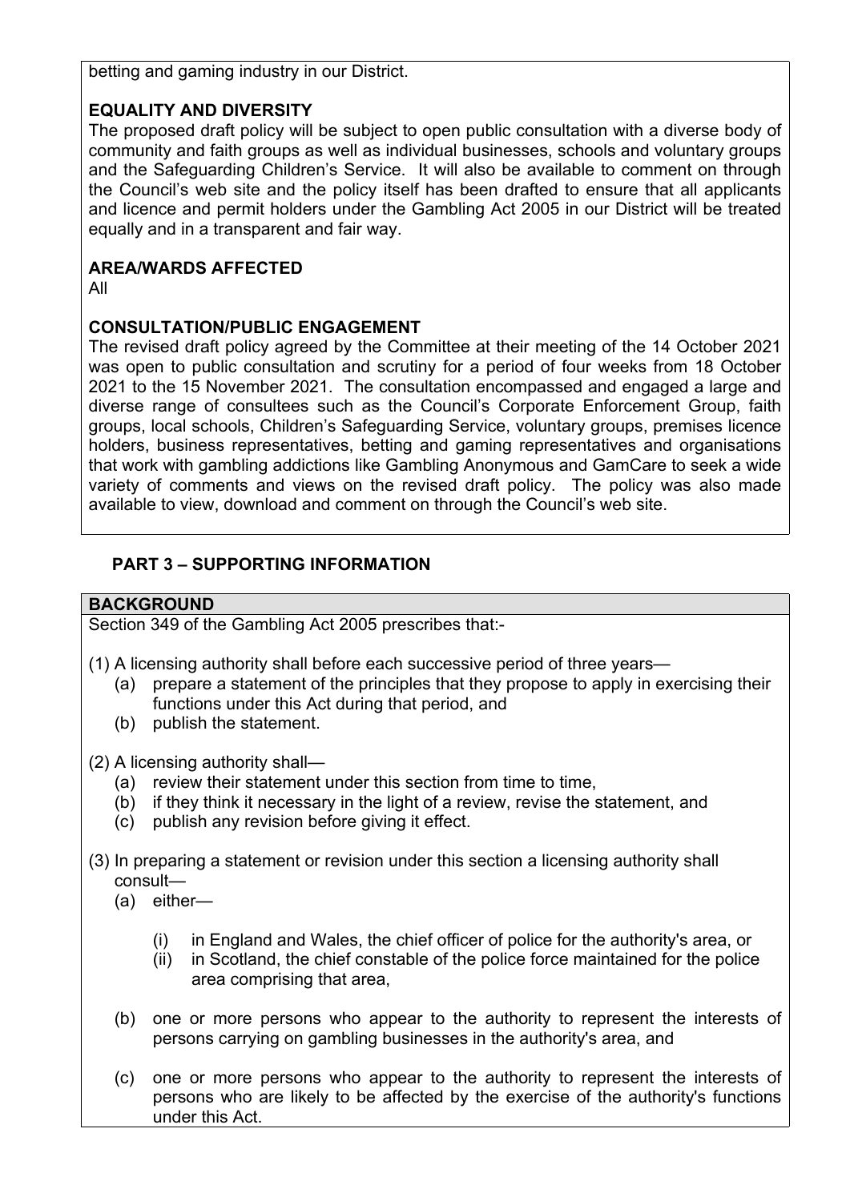betting and gaming industry in our District.

**EQUALITY AND DIVERSITY**

The proposed draft policy will be subject to open public consultation with a diverse body of community and faith groups as well as individual businesses, schools and voluntary groups and the Safeguarding Children's Service. It will also be available to comment on through the Council's web site and the policy itself has been drafted to ensure that all applicants and licence and permit holders under the Gambling Act 2005 in our District will be treated equally and in a transparent and fair way.

**AREA/WARDS AFFECTED**

All

**CONSULTATION/PUBLIC ENGAGEMENT**

The revised draft policy agreed by the Committee at their meeting of the 14 October 2021 was open to public consultation and scrutiny for a period of four weeks from 18 October 2021 to the 15 November 2021. The consultation encompassed and engaged a large and diverse range of consultees such as the Council's Corporate Enforcement Group, faith groups, local schools, Children's Safeguarding Service, voluntary groups, premises licence holders, business representatives, betting and gaming representatives and organisations that work with gambling addictions like Gambling Anonymous and GamCare to seek a wide variety of comments and views on the revised draft policy. The policy was also made available to view, download and comment on through the Council's web site.

## PART 3 – SUPPORTING INFORMATION

**BACKGROUND**

Section 349 of the Gambling Act 2005 prescribes that:-

(1) A licensing authority shall before each successive period of three years—
- (a) prepare a statement of the principles that they propose to apply in exercising their functions under this Act during that period, and
- (b) publish the statement.

(2) A licensing authority shall—
- (a) review their statement under this section from time to time,
- (b) if they think it necessary in the light of a review, revise the statement, and
- (c) publish any revision before giving it effect.

(3) In preparing a statement or revision under this section a licensing authority shall consult—
- (a) either—
  - (i) in England and Wales, the chief officer of police for the authority's area, or
  - (ii) in Scotland, the chief constable of the police force maintained for the police area comprising that area,
- (b) one or more persons who appear to the authority to represent the interests of persons carrying on gambling businesses in the authority's area, and
- (c) one or more persons who appear to the authority to represent the interests of persons who are likely to be affected by the exercise of the authority's functions under this Act.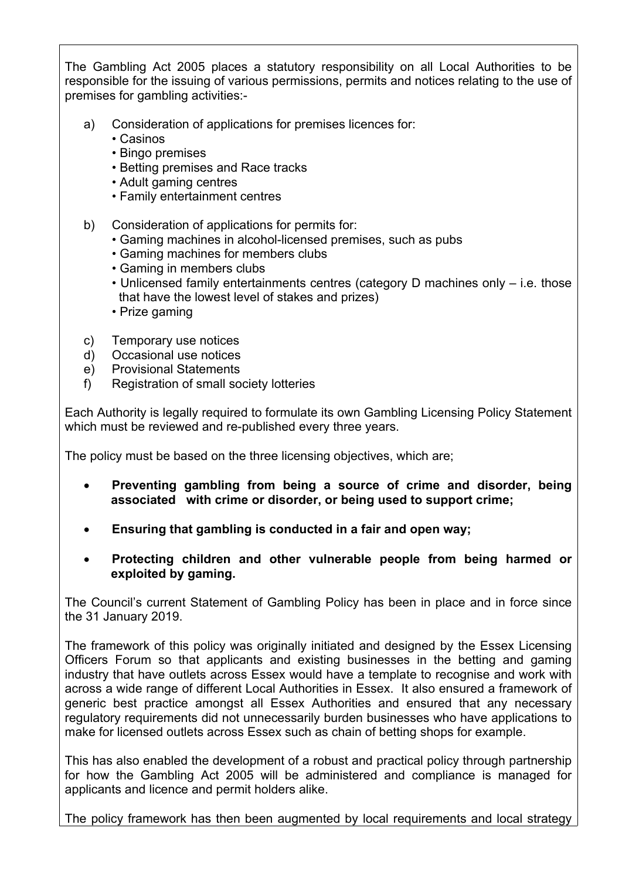The Gambling Act 2005 places a statutory responsibility on all Local Authorities to be responsible for the issuing of various permissions, permits and notices relating to the use of premises for gambling activities:-

a) Consideration of applications for premises licences for:
   - Casinos
   - Bingo premises
   - Betting premises and Race tracks
   - Adult gaming centres
   - Family entertainment centres

b) Consideration of applications for permits for:
   - Gaming machines in alcohol-licensed premises, such as pubs
   - Gaming machines for members clubs
   - Gaming in members clubs
   - Unlicensed family entertainments centres (category D machines only – i.e. those that have the lowest level of stakes and prizes)
   - Prize gaming

c) Temporary use notices
d) Occasional use notices
e) Provisional Statements
f) Registration of small society lotteries

Each Authority is legally required to formulate its own Gambling Licensing Policy Statement which must be reviewed and re-published every three years.

The policy must be based on the three licensing objectives, which are;

- **Preventing gambling from being a source of crime and disorder, being associated with crime or disorder, or being used to support crime;**
- **Ensuring that gambling is conducted in a fair and open way;**
- **Protecting children and other vulnerable people from being harmed or exploited by gaming.**

The Council's current Statement of Gambling Policy has been in place and in force since the 31 January 2019.

The framework of this policy was originally initiated and designed by the Essex Licensing Officers Forum so that applicants and existing businesses in the betting and gaming industry that have outlets across Essex would have a template to recognise and work with across a wide range of different Local Authorities in Essex. It also ensured a framework of generic best practice amongst all Essex Authorities and ensured that any necessary regulatory requirements did not unnecessarily burden businesses who have applications to make for licensed outlets across Essex such as chain of betting shops for example.

This has also enabled the development of a robust and practical policy through partnership for how the Gambling Act 2005 will be administered and compliance is managed for applicants and licence and permit holders alike.

The policy framework has then been augmented by local requirements and local strategy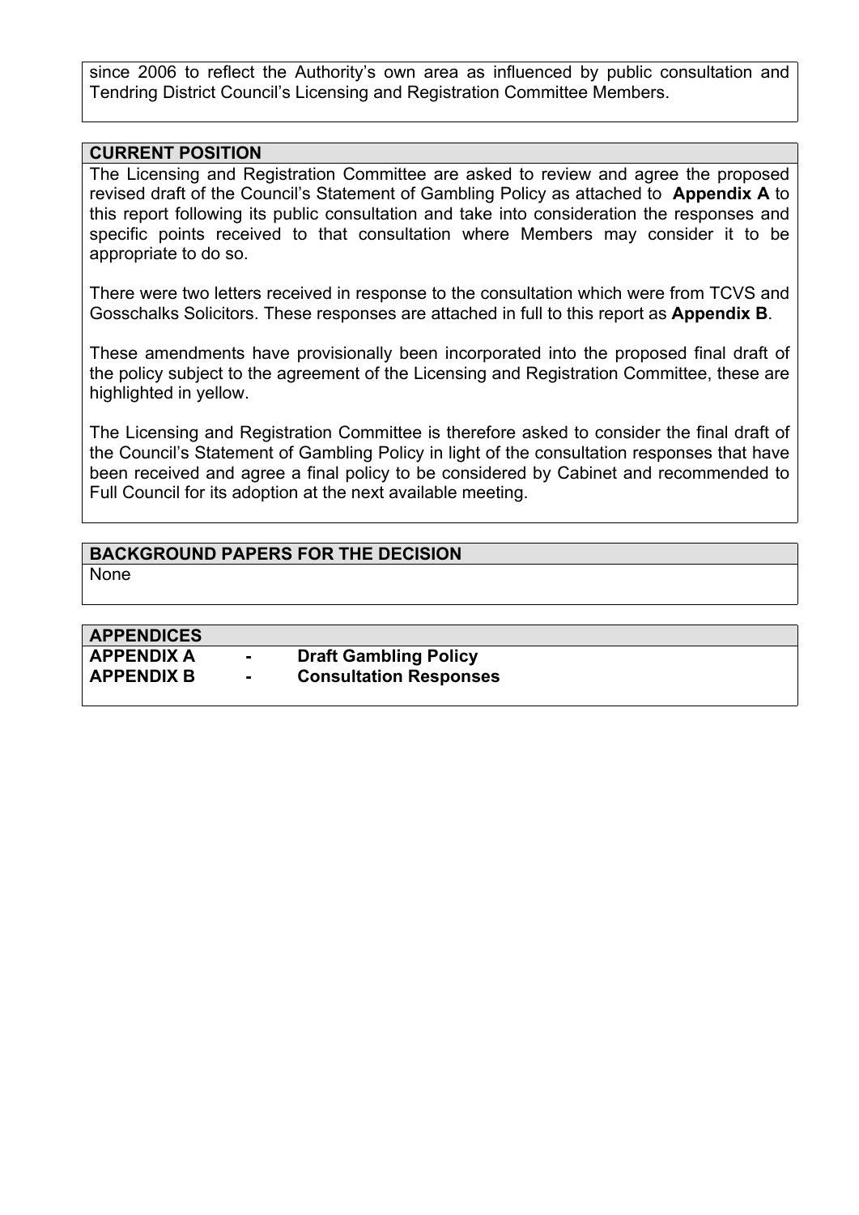since 2006 to reflect the Authority's own area as influenced by public consultation and Tendring District Council's Licensing and Registration Committee Members.

## CURRENT POSITION

The Licensing and Registration Committee are asked to review and agree the proposed revised draft of the Council's Statement of Gambling Policy as attached to **Appendix A** to this report following its public consultation and take into consideration the responses and specific points received to that consultation where Members may consider it to be appropriate to do so.

There were two letters received in response to the consultation which were from TCVS and Gosschalks Solicitors. These responses are attached in full to this report as **Appendix B**.

These amendments have provisionally been incorporated into the proposed final draft of the policy subject to the agreement of the Licensing and Registration Committee, these are highlighted in yellow.

The Licensing and Registration Committee is therefore asked to consider the final draft of the Council's Statement of Gambling Policy in light of the consultation responses that have been received and agree a final policy to be considered by Cabinet and recommended to Full Council for its adoption at the next available meeting.

## BACKGROUND PAPERS FOR THE DECISION

None

## APPENDICES

| | | |
|---|---|---|
| **APPENDIX A** | - | **Draft Gambling Policy** |
| **APPENDIX B** | - | **Consultation Responses** |